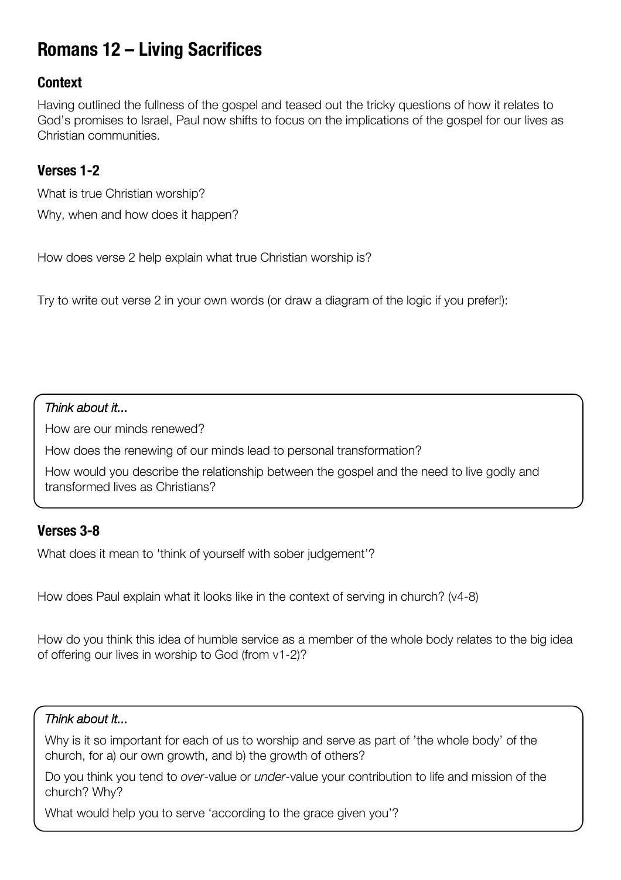# Romans 12 – Living Sacrifices

## Context

Having outlined the fullness of the gospel and teased out the tricky questions of how it relates to God's promises to Israel, Paul now shifts to focus on the implications of the gospel for our lives as Christian communities.

## Verses 1-2

What is true Christian worship?

Why, when and how does it happen?

How does verse 2 help explain what true Christian worship is?

Try to write out verse 2 in your own words (or draw a diagram of the logic if you prefer!):

> *Think about it...*
>
> How are our minds renewed?
>
> How does the renewing of our minds lead to personal transformation?
>
> How would you describe the relationship between the gospel and the need to live godly and transformed lives as Christians?

## Verses 3-8

What does it mean to 'think of yourself with sober judgement'?

How does Paul explain what it looks like in the context of serving in church? (v4-8)

How do you think this idea of humble service as a member of the whole body relates to the big idea of offering our lives in worship to God (from v1-2)?

> *Think about it...*
>
> Why is it so important for each of us to worship and serve as part of 'the whole body' of the church, for a) our own growth, and b) the growth of others?
>
> Do you think you tend to *over*-value or *under*-value your contribution to life and mission of the church? Why?
>
> What would help you to serve 'according to the grace given you'?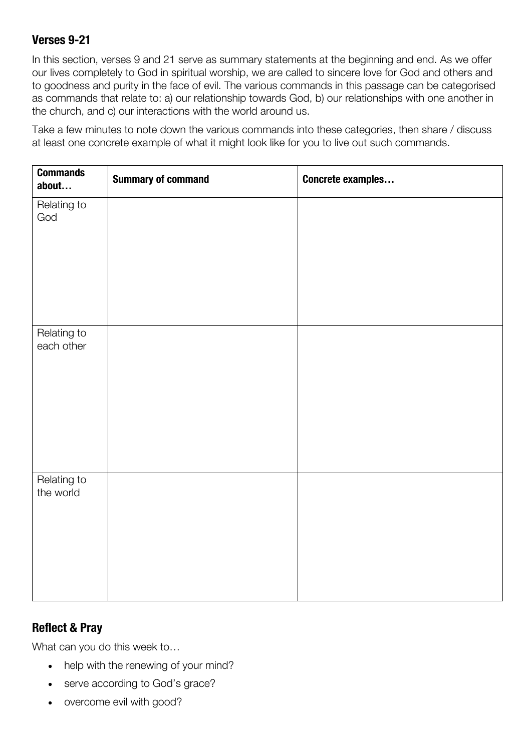## Verses 9-21

In this section, verses 9 and 21 serve as summary statements at the beginning and end. As we offer our lives completely to God in spiritual worship, we are called to sincere love for God and others and to goodness and purity in the face of evil. The various commands in this passage can be categorised as commands that relate to: a) our relationship towards God, b) our relationships with one another in the church, and c) our interactions with the world around us.

Take a few minutes to note down the various commands into these categories, then share / discuss at least one concrete example of what it might look like for you to live out such commands.

| **Commands about…** | **Summary of command** | **Concrete examples…** |
|---|---|---|
| Relating to God | | |
| Relating to each other | | |
| Relating to the world | | |

## Reflect & Pray

What can you do this week to…

- help with the renewing of your mind?
- serve according to God's grace?
- overcome evil with good?